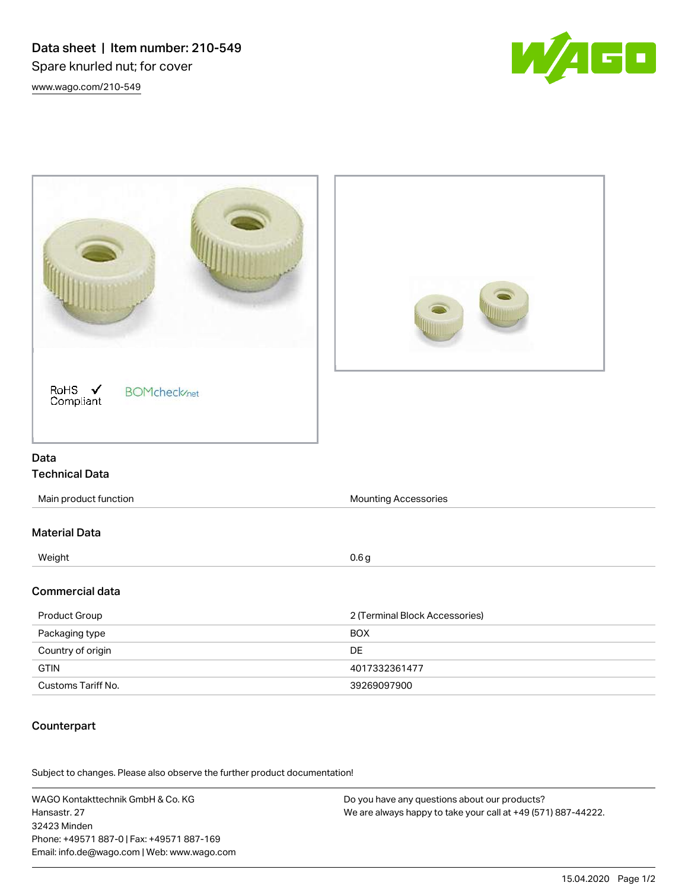# Data sheet | Item number: 210-549

Spare knurled nut; for cover

www.wago.com/210-549

RoHS ✓ Compliant

BOMcheck.net

## Data

### Technical Data

| | |
|---|---|
| Main product function | Mounting Accessories |

### Material Data

| | |
|---|---|
| Weight | 0.6 g |

### Commercial data

| | |
|---|---|
| Product Group | 2 (Terminal Block Accessories) |
| Packaging type | BOX |
| Country of origin | DE |
| GTIN | 4017332361477 |
| Customs Tariff No. | 39269097900 |

### Counterpart

Subject to changes. Please also observe the further product documentation!

WAGO Kontakttechnik GmbH & Co. KG
Hansastr. 27
32423 Minden
Phone: +49571 887-0 | Fax: +49571 887-169
Email: info.de@wago.com | Web: www.wago.com

Do you have any questions about our products?
We are always happy to take your call at +49 (571) 887-44222.

15.04.2020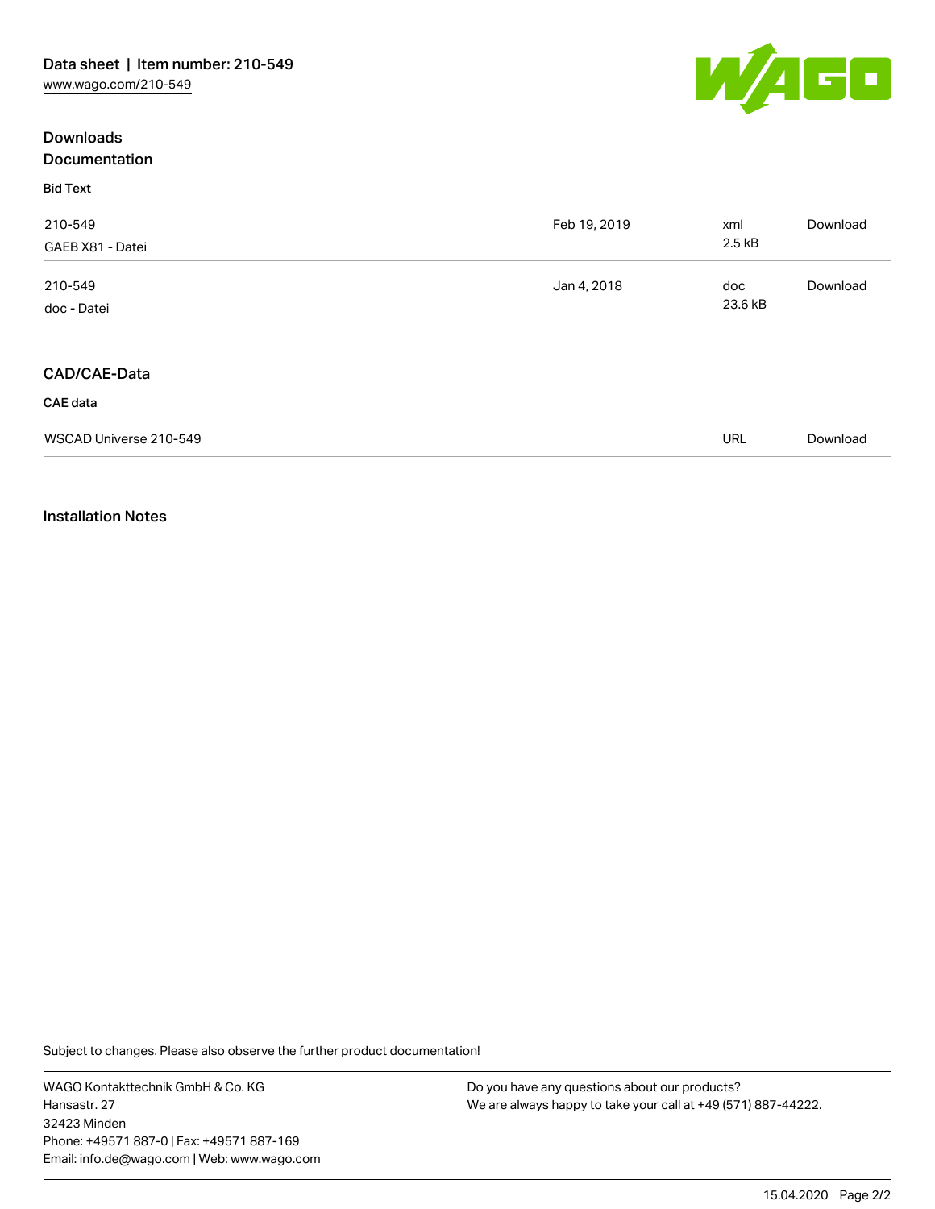## Downloads

## Documentation

**Bid Text**

| | | | |
|---|---|---|---|
| 210-549<br>GAEB X81 - Datei | Feb 19, 2019 | xml<br>2.5 kB | Download |
| 210-549<br>doc - Datei | Jan 4, 2018 | doc<br>23.6 kB | Download |

## CAD/CAE-Data

**CAE data**

| | | |
|---|---|---|
| WSCAD Universe 210-549 | URL | Download |

## Installation Notes

Subject to changes. Please also observe the further product documentation!

WAGO Kontakttechnik GmbH & Co. KG
Hansastr. 27
32423 Minden
Phone: +49571 887-0 | Fax: +49571 887-169
Email: info.de@wago.com | Web: www.wago.com

Do you have any questions about our products?
We are always happy to take your call at +49 (571) 887-44222.